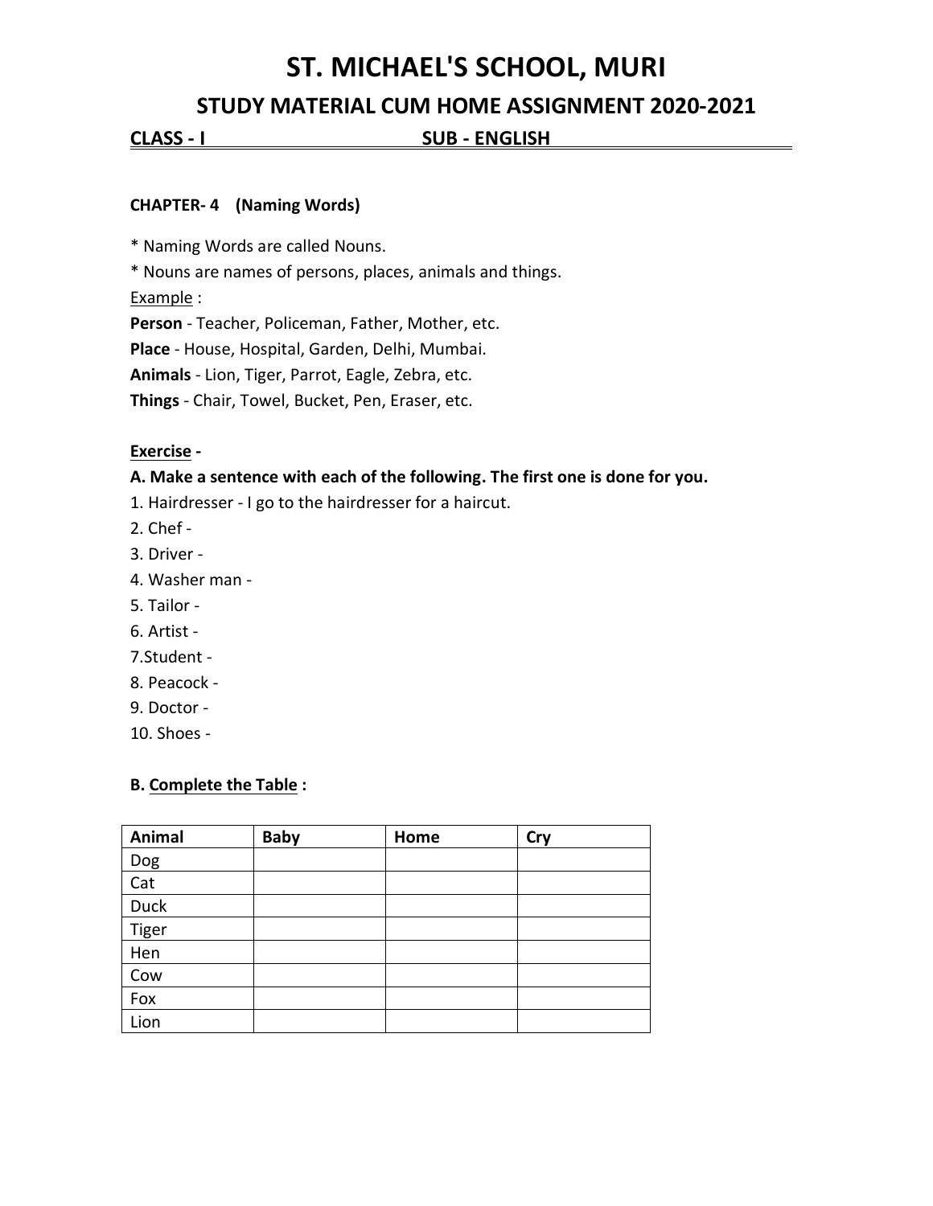# ST. MICHAEL'S SCHOOL, MURI

## STUDY MATERIAL CUM HOME ASSIGNMENT 2020-2021

**CLASS - I** **SUB - ENGLISH**

**CHAPTER- 4 (Naming Words)**

* Naming Words are called Nouns.
* Nouns are names of persons, places, animals and things.

Example :

**Person** - Teacher, Policeman, Father, Mother, etc.
**Place** - House, Hospital, Garden, Delhi, Mumbai.
**Animals** - Lion, Tiger, Parrot, Eagle, Zebra, etc.
**Things** - Chair, Towel, Bucket, Pen, Eraser, etc.

**Exercise -**

**A. Make a sentence with each of the following. The first one is done for you.**

1. Hairdresser - I go to the hairdresser for a haircut.
2. Chef -
3. Driver -
4. Washer man -
5. Tailor -
6. Artist -
7. Student -
8. Peacock -
9. Doctor -
10. Shoes -

**B. Complete the Table :**

| Animal | Baby | Home | Cry |
|---|---|---|---|
| Dog | | | |
| Cat | | | |
| Duck | | | |
| Tiger | | | |
| Hen | | | |
| Cow | | | |
| Fox | | | |
| Lion | | | |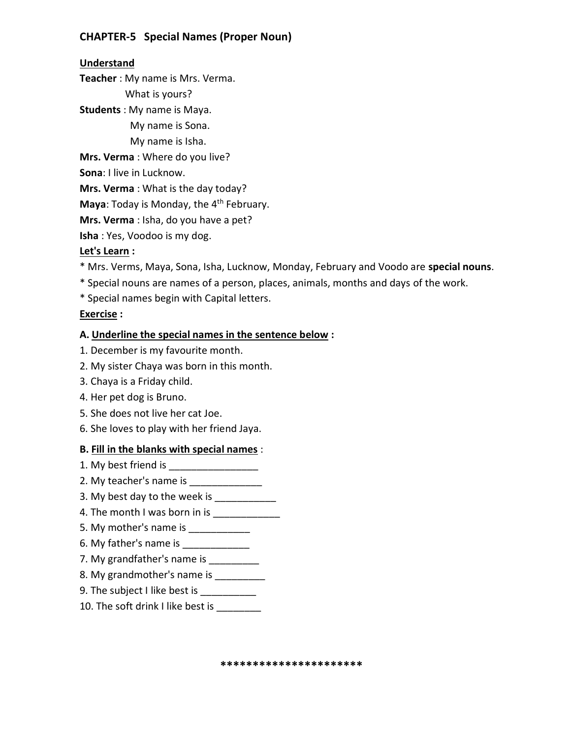## CHAPTER-5 Special Names (Proper Noun)

**Understand**

**Teacher** : My name is Mrs. Verma.
What is yours?

**Students** : My name is Maya.
My name is Sona.
My name is Isha.

**Mrs. Verma** : Where do you live?

**Sona**: I live in Lucknow.

**Mrs. Verma** : What is the day today?

**Maya**: Today is Monday, the 4th February.

**Mrs. Verma** : Isha, do you have a pet?

**Isha** : Yes, Voodoo is my dog.

**Let's Learn :**

* Mrs. Verms, Maya, Sona, Isha, Lucknow, Monday, February and Voodo are **special nouns**.

* Special nouns are names of a person, places, animals, months and days of the work.

* Special names begin with Capital letters.

**Exercise :**

**A. Underline the special names in the sentence below :**

1. December is my favourite month.
2. My sister Chaya was born in this month.
3. Chaya is a Friday child.
4. Her pet dog is Bruno.
5. She does not live her cat Joe.
6. She loves to play with her friend Jaya.

**B. Fill in the blanks with special names** :

1. My best friend is ________________
2. My teacher's name is _____________
3. My best day to the week is ___________
4. The month I was born in is ____________
5. My mother's name is ___________
6. My father's name is ____________
7. My grandfather's name is _________
8. My grandmother's name is _________
9. The subject I like best is __________
10. The soft drink I like best is ________

*********************